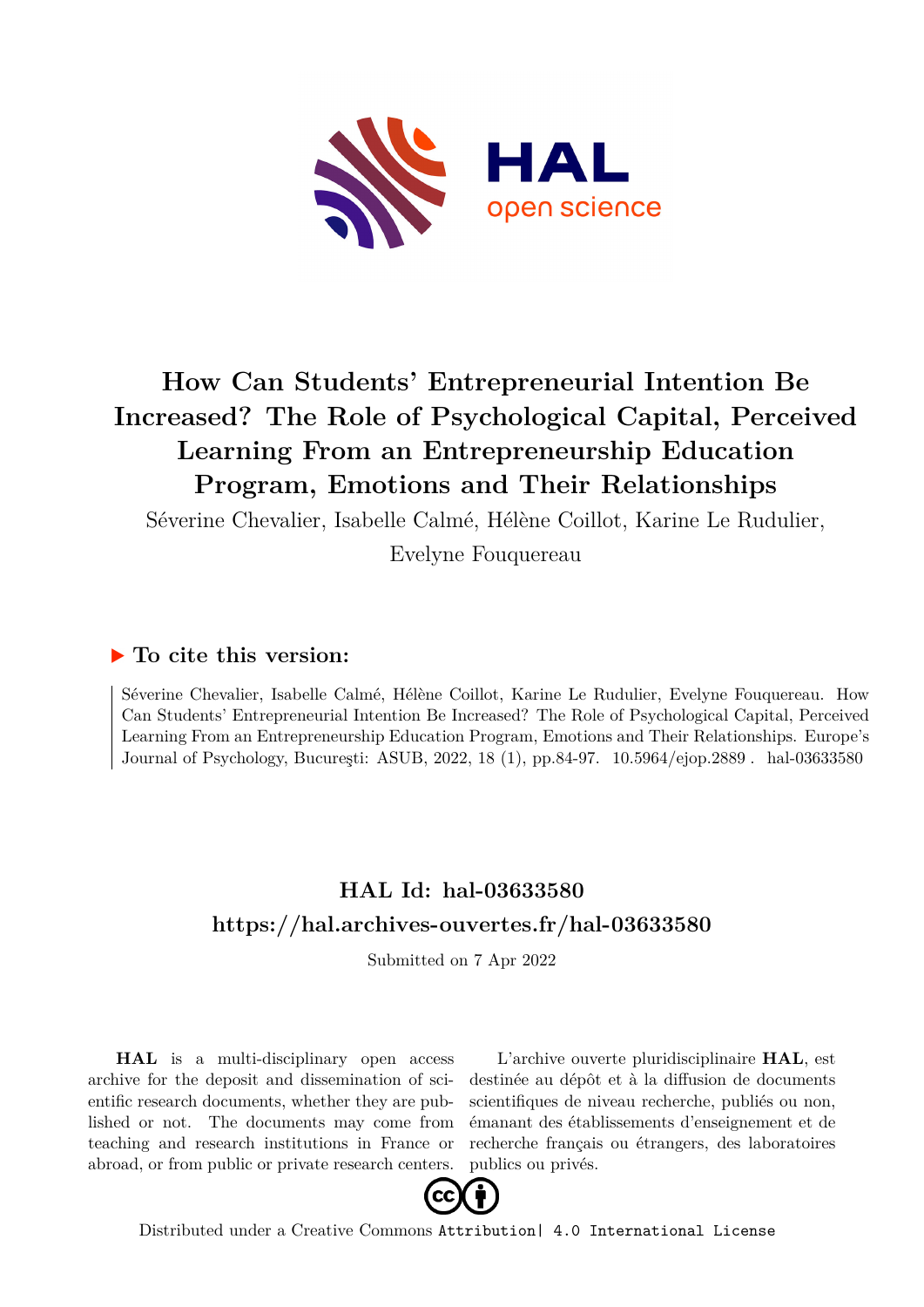# How Can Students' Entrepreneurial Intention Be Increased? The Role of Psychological Capital, Perceived Learning From an Entrepreneurship Education Program, Emotions and Their Relationships

Séverine Chevalier, Isabelle Calmé, Hélène Coillot, Karine Le Rudulier, Evelyne Fouquereau

## ▶ To cite this version:

Séverine Chevalier, Isabelle Calmé, Hélène Coillot, Karine Le Rudulier, Evelyne Fouquereau. How Can Students' Entrepreneurial Intention Be Increased? The Role of Psychological Capital, Perceived Learning From an Entrepreneurship Education Program, Emotions and Their Relationships. Europe's Journal of Psychology, Bucureşti: ASUB, 2022, 18 (1), pp.84-97. 10.5964/ejop.2889 . hal-03633580

## HAL Id: hal-03633580
## https://hal.archives-ouvertes.fr/hal-03633580

Submitted on 7 Apr 2022

**HAL** is a multi-disciplinary open access archive for the deposit and dissemination of scientific research documents, whether they are published or not. The documents may come from teaching and research institutions in France or abroad, or from public or private research centers.

L'archive ouverte pluridisciplinaire **HAL**, est destinée au dépôt et à la diffusion de documents scientifiques de niveau recherche, publiés ou non, émanant des établissements d'enseignement et de recherche français ou étrangers, des laboratoires publics ou privés.

Distributed under a Creative Commons Attribution| 4.0 International License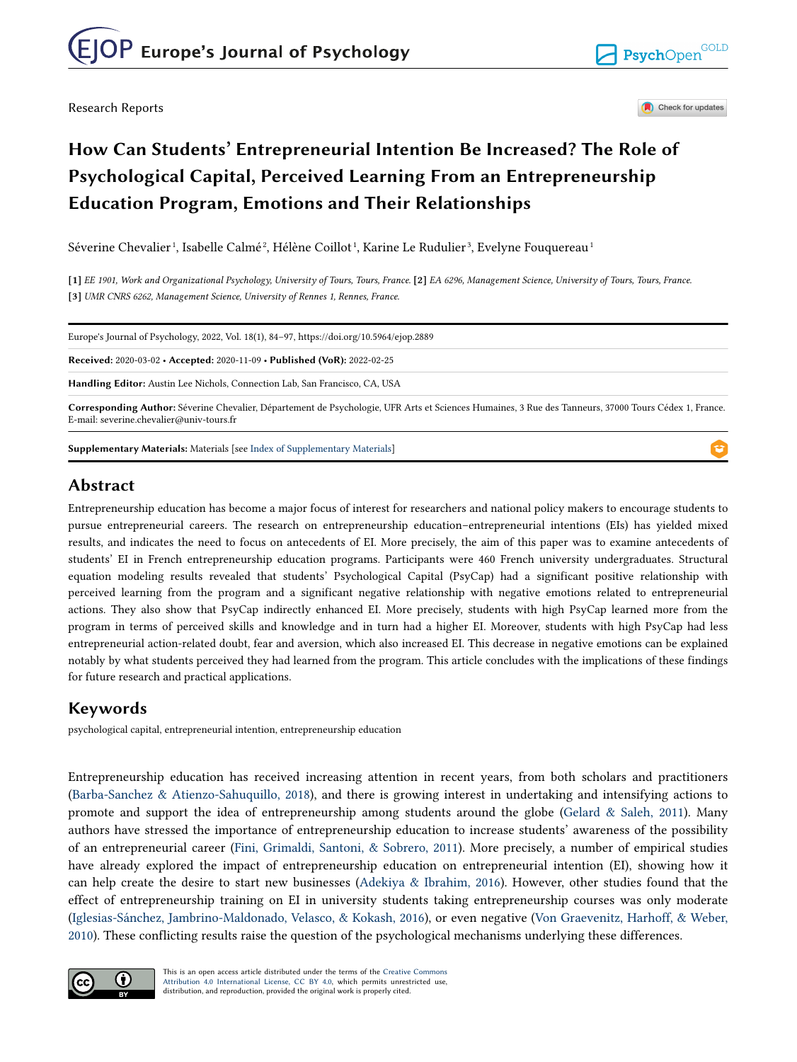Research Reports

# How Can Students' Entrepreneurial Intention Be Increased? The Role of Psychological Capital, Perceived Learning From an Entrepreneurship Education Program, Emotions and Their Relationships

Séverine Chevalier [1], Isabelle Calmé [2], Hélène Coillot [1], Karine Le Rudulier [3], Evelyne Fouquereau [1]

[1] *EE 1901, Work and Organizational Psychology, University of Tours, Tours, France.* [2] *EA 6296, Management Science, University of Tours, Tours, France.* [3] *UMR CNRS 6262, Management Science, University of Rennes 1, Rennes, France.*

Europe's Journal of Psychology, 2022, Vol. 18(1), 84–97, https://doi.org/10.5964/ejop.2889

**Received:** 2020-03-02 • **Accepted:** 2020-11-09 • **Published (VoR):** 2022-02-25

**Handling Editor:** Austin Lee Nichols, Connection Lab, San Francisco, CA, USA

**Corresponding Author:** Séverine Chevalier, Département de Psychologie, UFR Arts et Sciences Humaines, 3 Rue des Tanneurs, 37000 Tours Cédex 1, France. E-mail: severine.chevalier@univ-tours.fr

**Supplementary Materials:** Materials [see Index of Supplementary Materials]

## Abstract

Entrepreneurship education has become a major focus of interest for researchers and national policy makers to encourage students to pursue entrepreneurial careers. The research on entrepreneurship education–entrepreneurial intentions (EIs) has yielded mixed results, and indicates the need to focus on antecedents of EI. More precisely, the aim of this paper was to examine antecedents of students' EI in French entrepreneurship education programs. Participants were 460 French university undergraduates. Structural equation modeling results revealed that students' Psychological Capital (PsyCap) had a significant positive relationship with perceived learning from the program and a significant negative relationship with negative emotions related to entrepreneurial actions. They also show that PsyCap indirectly enhanced EI. More precisely, students with high PsyCap learned more from the program in terms of perceived skills and knowledge and in turn had a higher EI. Moreover, students with high PsyCap had less entrepreneurial action-related doubt, fear and aversion, which also increased EI. This decrease in negative emotions can be explained notably by what students perceived they had learned from the program. This article concludes with the implications of these findings for future research and practical applications.

## Keywords

psychological capital, entrepreneurial intention, entrepreneurship education

Entrepreneurship education has received increasing attention in recent years, from both scholars and practitioners (Barba-Sanchez & Atienzo-Sahuquillo, 2018), and there is growing interest in undertaking and intensifying actions to promote and support the idea of entrepreneurship among students around the globe (Gelard & Saleh, 2011). Many authors have stressed the importance of entrepreneurship education to increase students' awareness of the possibility of an entrepreneurial career (Fini, Grimaldi, Santoni, & Sobrero, 2011). More precisely, a number of empirical studies have already explored the impact of entrepreneurship education on entrepreneurial intention (EI), showing how it can help create the desire to start new businesses (Adekiya & Ibrahim, 2016). However, other studies found that the effect of entrepreneurship training on EI in university students taking entrepreneurship courses was only moderate (Iglesias-Sánchez, Jambrino-Maldonado, Velasco, & Kokash, 2016), or even negative (Von Graevenitz, Harhoff, & Weber, 2010). These conflicting results raise the question of the psychological mechanisms underlying these differences.

This is an open access article distributed under the terms of the Creative Commons Attribution 4.0 International License, CC BY 4.0, which permits unrestricted use, distribution, and reproduction, provided the original work is properly cited.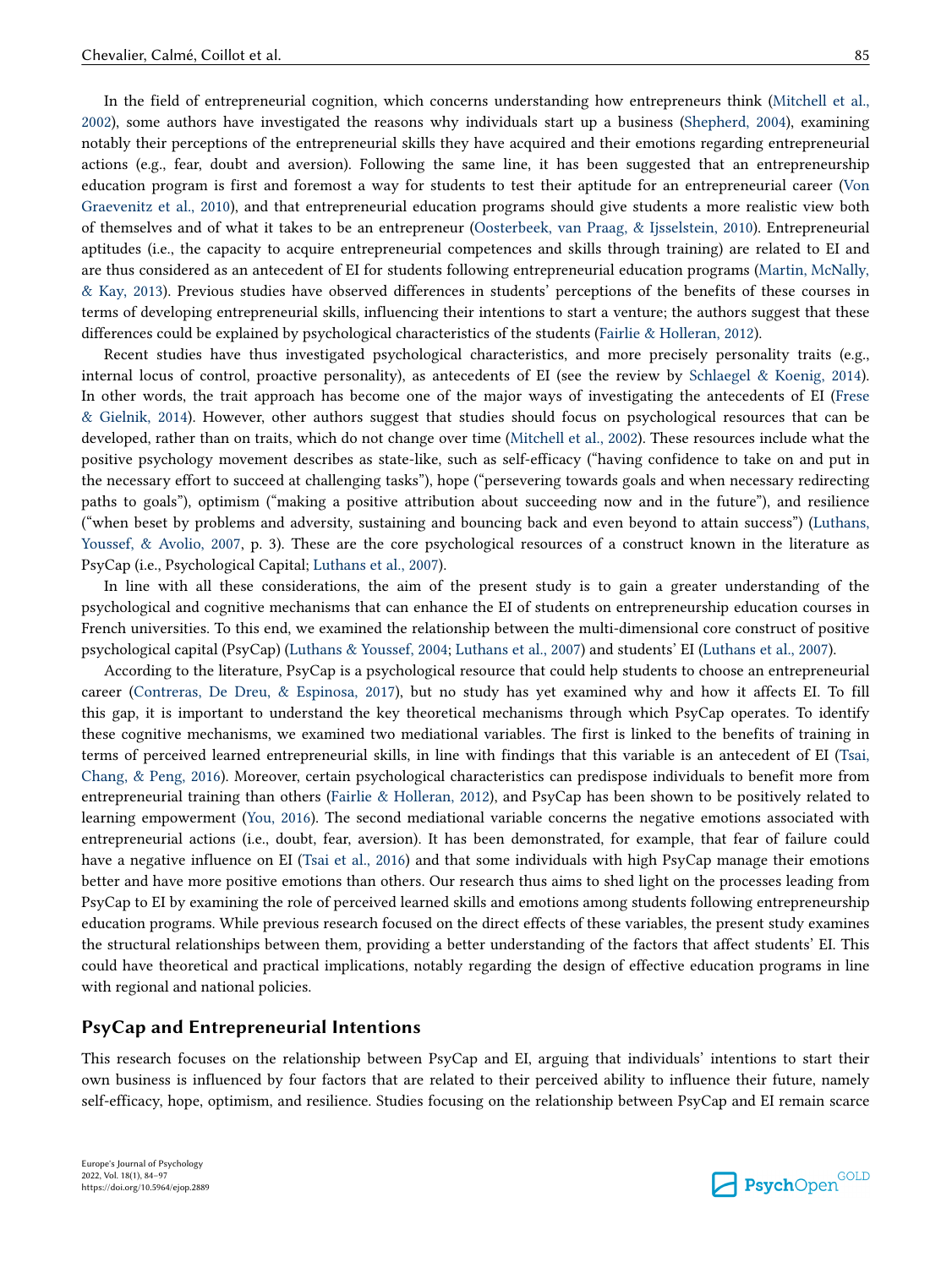In the field of entrepreneurial cognition, which concerns understanding how entrepreneurs think (Mitchell et al., 2002), some authors have investigated the reasons why individuals start up a business (Shepherd, 2004), examining notably their perceptions of the entrepreneurial skills they have acquired and their emotions regarding entrepreneurial actions (e.g., fear, doubt and aversion). Following the same line, it has been suggested that an entrepreneurship education program is first and foremost a way for students to test their aptitude for an entrepreneurial career (Von Graevenitz et al., 2010), and that entrepreneurial education programs should give students a more realistic view both of themselves and of what it takes to be an entrepreneur (Oosterbeek, van Praag, & Ijsselstein, 2010). Entrepreneurial aptitudes (i.e., the capacity to acquire entrepreneurial competences and skills through training) are related to EI and are thus considered as an antecedent of EI for students following entrepreneurial education programs (Martin, McNally, & Kay, 2013). Previous studies have observed differences in students' perceptions of the benefits of these courses in terms of developing entrepreneurial skills, influencing their intentions to start a venture; the authors suggest that these differences could be explained by psychological characteristics of the students (Fairlie & Holleran, 2012).

Recent studies have thus investigated psychological characteristics, and more precisely personality traits (e.g., internal locus of control, proactive personality), as antecedents of EI (see the review by Schlaegel & Koenig, 2014). In other words, the trait approach has become one of the major ways of investigating the antecedents of EI (Frese & Gielnik, 2014). However, other authors suggest that studies should focus on psychological resources that can be developed, rather than on traits, which do not change over time (Mitchell et al., 2002). These resources include what the positive psychology movement describes as state-like, such as self-efficacy ("having confidence to take on and put in the necessary effort to succeed at challenging tasks"), hope ("persevering towards goals and when necessary redirecting paths to goals"), optimism ("making a positive attribution about succeeding now and in the future"), and resilience ("when beset by problems and adversity, sustaining and bouncing back and even beyond to attain success") (Luthans, Youssef, & Avolio, 2007, p. 3). These are the core psychological resources of a construct known in the literature as PsyCap (i.e., Psychological Capital; Luthans et al., 2007).

In line with all these considerations, the aim of the present study is to gain a greater understanding of the psychological and cognitive mechanisms that can enhance the EI of students on entrepreneurship education courses in French universities. To this end, we examined the relationship between the multi-dimensional core construct of positive psychological capital (PsyCap) (Luthans & Youssef, 2004; Luthans et al., 2007) and students' EI (Luthans et al., 2007).

According to the literature, PsyCap is a psychological resource that could help students to choose an entrepreneurial career (Contreras, De Dreu, & Espinosa, 2017), but no study has yet examined why and how it affects EI. To fill this gap, it is important to understand the key theoretical mechanisms through which PsyCap operates. To identify these cognitive mechanisms, we examined two mediational variables. The first is linked to the benefits of training in terms of perceived learned entrepreneurial skills, in line with findings that this variable is an antecedent of EI (Tsai, Chang, & Peng, 2016). Moreover, certain psychological characteristics can predispose individuals to benefit more from entrepreneurial training than others (Fairlie & Holleran, 2012), and PsyCap has been shown to be positively related to learning empowerment (You, 2016). The second mediational variable concerns the negative emotions associated with entrepreneurial actions (i.e., doubt, fear, aversion). It has been demonstrated, for example, that fear of failure could have a negative influence on EI (Tsai et al., 2016) and that some individuals with high PsyCap manage their emotions better and have more positive emotions than others. Our research thus aims to shed light on the processes leading from PsyCap to EI by examining the role of perceived learned skills and emotions among students following entrepreneurship education programs. While previous research focused on the direct effects of these variables, the present study examines the structural relationships between them, providing a better understanding of the factors that affect students' EI. This could have theoretical and practical implications, notably regarding the design of effective education programs in line with regional and national policies.

## PsyCap and Entrepreneurial Intentions

This research focuses on the relationship between PsyCap and EI, arguing that individuals' intentions to start their own business is influenced by four factors that are related to their perceived ability to influence their future, namely self-efficacy, hope, optimism, and resilience. Studies focusing on the relationship between PsyCap and EI remain scarce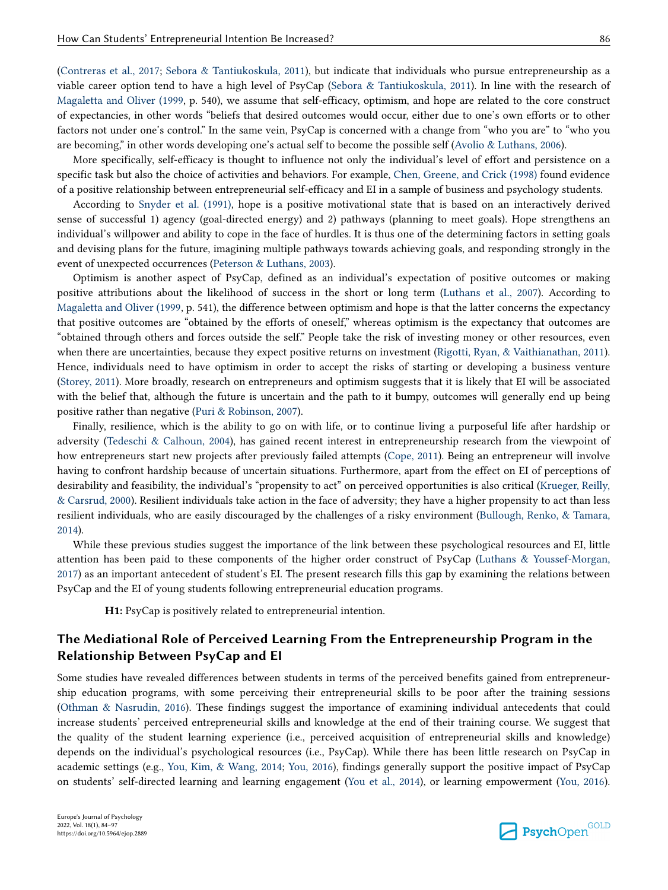(Contreras et al., 2017; Sebora & Tantiukoskula, 2011), but indicate that individuals who pursue entrepreneurship as a viable career option tend to have a high level of PsyCap (Sebora & Tantiukoskula, 2011). In line with the research of Magaletta and Oliver (1999, p. 540), we assume that self-efficacy, optimism, and hope are related to the core construct of expectancies, in other words "beliefs that desired outcomes would occur, either due to one's own efforts or to other factors not under one's control." In the same vein, PsyCap is concerned with a change from "who you are" to "who you are becoming," in other words developing one's actual self to become the possible self (Avolio & Luthans, 2006).

More specifically, self-efficacy is thought to influence not only the individual's level of effort and persistence on a specific task but also the choice of activities and behaviors. For example, Chen, Greene, and Crick (1998) found evidence of a positive relationship between entrepreneurial self-efficacy and EI in a sample of business and psychology students.

According to Snyder et al. (1991), hope is a positive motivational state that is based on an interactively derived sense of successful 1) agency (goal-directed energy) and 2) pathways (planning to meet goals). Hope strengthens an individual's willpower and ability to cope in the face of hurdles. It is thus one of the determining factors in setting goals and devising plans for the future, imagining multiple pathways towards achieving goals, and responding strongly in the event of unexpected occurrences (Peterson & Luthans, 2003).

Optimism is another aspect of PsyCap, defined as an individual's expectation of positive outcomes or making positive attributions about the likelihood of success in the short or long term (Luthans et al., 2007). According to Magaletta and Oliver (1999, p. 541), the difference between optimism and hope is that the latter concerns the expectancy that positive outcomes are "obtained by the efforts of oneself," whereas optimism is the expectancy that outcomes are "obtained through others and forces outside the self." People take the risk of investing money or other resources, even when there are uncertainties, because they expect positive returns on investment (Rigotti, Ryan, & Vaithianathan, 2011). Hence, individuals need to have optimism in order to accept the risks of starting or developing a business venture (Storey, 2011). More broadly, research on entrepreneurs and optimism suggests that it is likely that EI will be associated with the belief that, although the future is uncertain and the path to it bumpy, outcomes will generally end up being positive rather than negative (Puri & Robinson, 2007).

Finally, resilience, which is the ability to go on with life, or to continue living a purposeful life after hardship or adversity (Tedeschi & Calhoun, 2004), has gained recent interest in entrepreneurship research from the viewpoint of how entrepreneurs start new projects after previously failed attempts (Cope, 2011). Being an entrepreneur will involve having to confront hardship because of uncertain situations. Furthermore, apart from the effect on EI of perceptions of desirability and feasibility, the individual's "propensity to act" on perceived opportunities is also critical (Krueger, Reilly, & Carsrud, 2000). Resilient individuals take action in the face of adversity; they have a higher propensity to act than less resilient individuals, who are easily discouraged by the challenges of a risky environment (Bullough, Renko, & Tamara, 2014).

While these previous studies suggest the importance of the link between these psychological resources and EI, little attention has been paid to these components of the higher order construct of PsyCap (Luthans & Youssef-Morgan, 2017) as an important antecedent of student's EI. The present research fills this gap by examining the relations between PsyCap and the EI of young students following entrepreneurial education programs.

**H1:** PsyCap is positively related to entrepreneurial intention.

## The Mediational Role of Perceived Learning From the Entrepreneurship Program in the Relationship Between PsyCap and EI

Some studies have revealed differences between students in terms of the perceived benefits gained from entrepreneurship education programs, with some perceiving their entrepreneurial skills to be poor after the training sessions (Othman & Nasrudin, 2016). These findings suggest the importance of examining individual antecedents that could increase students' perceived entrepreneurial skills and knowledge at the end of their training course. We suggest that the quality of the student learning experience (i.e., perceived acquisition of entrepreneurial skills and knowledge) depends on the individual's psychological resources (i.e., PsyCap). While there has been little research on PsyCap in academic settings (e.g., You, Kim, & Wang, 2014; You, 2016), findings generally support the positive impact of PsyCap on students' self-directed learning and learning engagement (You et al., 2014), or learning empowerment (You, 2016).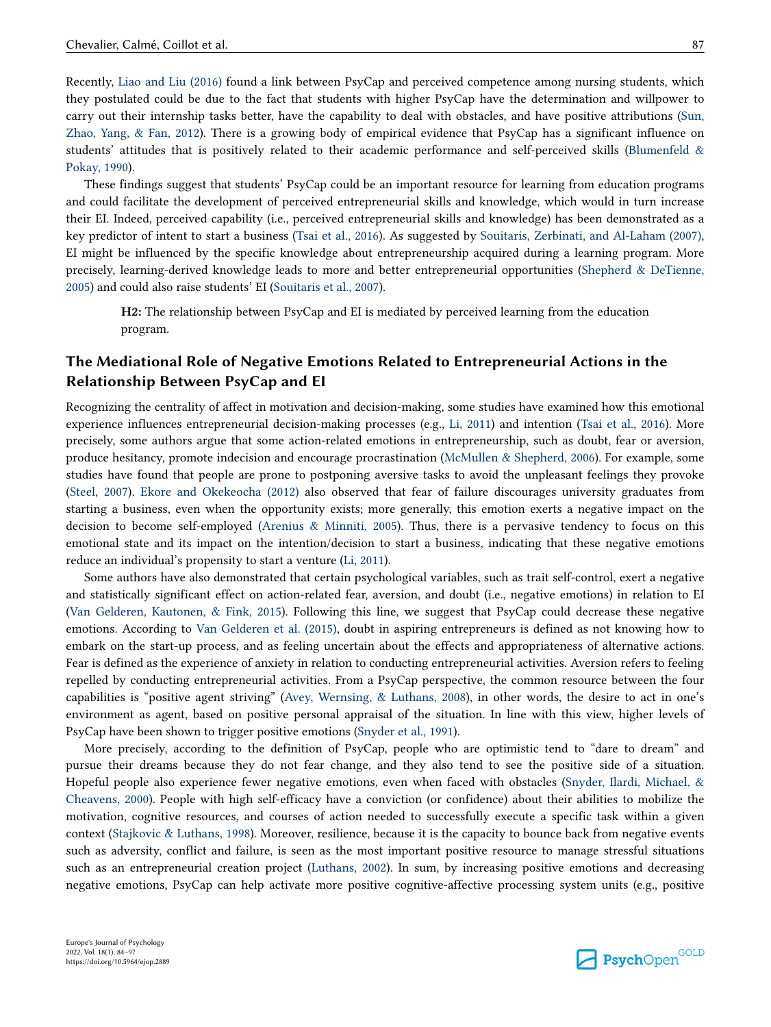Recently, Liao and Liu (2016) found a link between PsyCap and perceived competence among nursing students, which they postulated could be due to the fact that students with higher PsyCap have the determination and willpower to carry out their internship tasks better, have the capability to deal with obstacles, and have positive attributions (Sun, Zhao, Yang, & Fan, 2012). There is a growing body of empirical evidence that PsyCap has a significant influence on students' attitudes that is positively related to their academic performance and self-perceived skills (Blumenfeld & Pokay, 1990).

These findings suggest that students' PsyCap could be an important resource for learning from education programs and could facilitate the development of perceived entrepreneurial skills and knowledge, which would in turn increase their EI. Indeed, perceived capability (i.e., perceived entrepreneurial skills and knowledge) has been demonstrated as a key predictor of intent to start a business (Tsai et al., 2016). As suggested by Souitaris, Zerbinati, and Al-Laham (2007), EI might be influenced by the specific knowledge about entrepreneurship acquired during a learning program. More precisely, learning-derived knowledge leads to more and better entrepreneurial opportunities (Shepherd & DeTienne, 2005) and could also raise students' EI (Souitaris et al., 2007).

> **H2:** The relationship between PsyCap and EI is mediated by perceived learning from the education program.

## The Mediational Role of Negative Emotions Related to Entrepreneurial Actions in the Relationship Between PsyCap and EI

Recognizing the centrality of affect in motivation and decision-making, some studies have examined how this emotional experience influences entrepreneurial decision-making processes (e.g., Li, 2011) and intention (Tsai et al., 2016). More precisely, some authors argue that some action-related emotions in entrepreneurship, such as doubt, fear or aversion, produce hesitancy, promote indecision and encourage procrastination (McMullen & Shepherd, 2006). For example, some studies have found that people are prone to postponing aversive tasks to avoid the unpleasant feelings they provoke (Steel, 2007). Ekore and Okekeocha (2012) also observed that fear of failure discourages university graduates from starting a business, even when the opportunity exists; more generally, this emotion exerts a negative impact on the decision to become self-employed (Arenius & Minniti, 2005). Thus, there is a pervasive tendency to focus on this emotional state and its impact on the intention/decision to start a business, indicating that these negative emotions reduce an individual's propensity to start a venture (Li, 2011).

Some authors have also demonstrated that certain psychological variables, such as trait self-control, exert a negative and statistically significant effect on action-related fear, aversion, and doubt (i.e., negative emotions) in relation to EI (Van Gelderen, Kautonen, & Fink, 2015). Following this line, we suggest that PsyCap could decrease these negative emotions. According to Van Gelderen et al. (2015), doubt in aspiring entrepreneurs is defined as not knowing how to embark on the start-up process, and as feeling uncertain about the effects and appropriateness of alternative actions. Fear is defined as the experience of anxiety in relation to conducting entrepreneurial activities. Aversion refers to feeling repelled by conducting entrepreneurial activities. From a PsyCap perspective, the common resource between the four capabilities is "positive agent striving" (Avey, Wernsing, & Luthans, 2008), in other words, the desire to act in one's environment as agent, based on positive personal appraisal of the situation. In line with this view, higher levels of PsyCap have been shown to trigger positive emotions (Snyder et al., 1991).

More precisely, according to the definition of PsyCap, people who are optimistic tend to "dare to dream" and pursue their dreams because they do not fear change, and they also tend to see the positive side of a situation. Hopeful people also experience fewer negative emotions, even when faced with obstacles (Snyder, Ilardi, Michael, & Cheavens, 2000). People with high self-efficacy have a conviction (or confidence) about their abilities to mobilize the motivation, cognitive resources, and courses of action needed to successfully execute a specific task within a given context (Stajkovic & Luthans, 1998). Moreover, resilience, because it is the capacity to bounce back from negative events such as adversity, conflict and failure, is seen as the most important positive resource to manage stressful situations such as an entrepreneurial creation project (Luthans, 2002). In sum, by increasing positive emotions and decreasing negative emotions, PsyCap can help activate more positive cognitive-affective processing system units (e.g., positive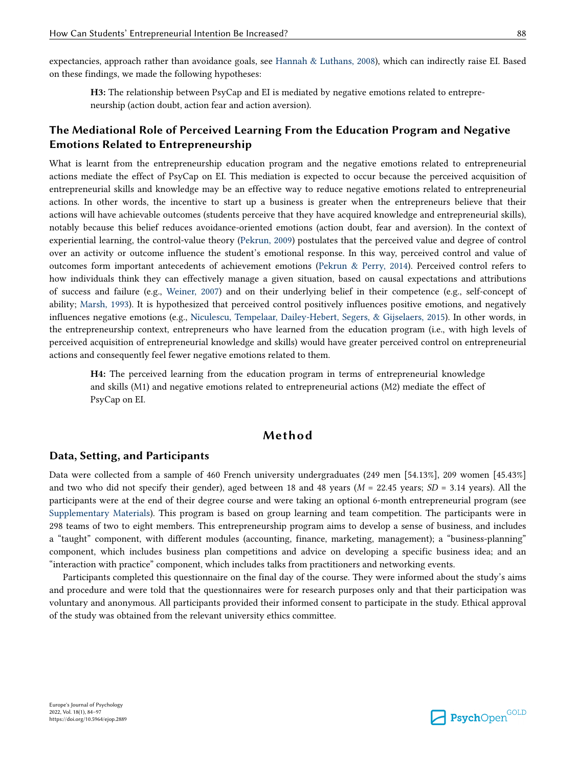expectancies, approach rather than avoidance goals, see Hannah & Luthans, 2008), which can indirectly raise EI. Based on these findings, we made the following hypotheses:

> **H3:** The relationship between PsyCap and EI is mediated by negative emotions related to entrepreneurship (action doubt, action fear and action aversion).

## The Mediational Role of Perceived Learning From the Education Program and Negative Emotions Related to Entrepreneurship

What is learnt from the entrepreneurship education program and the negative emotions related to entrepreneurial actions mediate the effect of PsyCap on EI. This mediation is expected to occur because the perceived acquisition of entrepreneurial skills and knowledge may be an effective way to reduce negative emotions related to entrepreneurial actions. In other words, the incentive to start up a business is greater when the entrepreneurs believe that their actions will have achievable outcomes (students perceive that they have acquired knowledge and entrepreneurial skills), notably because this belief reduces avoidance-oriented emotions (action doubt, fear and aversion). In the context of experiential learning, the control-value theory (Pekrun, 2009) postulates that the perceived value and degree of control over an activity or outcome influence the student's emotional response. In this way, perceived control and value of outcomes form important antecedents of achievement emotions (Pekrun & Perry, 2014). Perceived control refers to how individuals think they can effectively manage a given situation, based on causal expectations and attributions of success and failure (e.g., Weiner, 2007) and on their underlying belief in their competence (e.g., self-concept of ability; Marsh, 1993). It is hypothesized that perceived control positively influences positive emotions, and negatively influences negative emotions (e.g., Niculescu, Tempelaar, Dailey-Hebert, Segers, & Gijselaers, 2015). In other words, in the entrepreneurship context, entrepreneurs who have learned from the education program (i.e., with high levels of perceived acquisition of entrepreneurial knowledge and skills) would have greater perceived control on entrepreneurial actions and consequently feel fewer negative emotions related to them.

> **H4:** The perceived learning from the education program in terms of entrepreneurial knowledge and skills (M1) and negative emotions related to entrepreneurial actions (M2) mediate the effect of PsyCap on EI.

# Method

## Data, Setting, and Participants

Data were collected from a sample of 460 French university undergraduates (249 men [54.13%], 209 women [45.43%] and two who did not specify their gender), aged between 18 and 48 years ($M$ = 22.45 years; $SD$ = 3.14 years). All the participants were at the end of their degree course and were taking an optional 6-month entrepreneurial program (see Supplementary Materials). This program is based on group learning and team competition. The participants were in 298 teams of two to eight members. This entrepreneurship program aims to develop a sense of business, and includes a "taught" component, with different modules (accounting, finance, marketing, management); a "business-planning" component, which includes business plan competitions and advice on developing a specific business idea; and an "interaction with practice" component, which includes talks from practitioners and networking events.

Participants completed this questionnaire on the final day of the course. They were informed about the study's aims and procedure and were told that the questionnaires were for research purposes only and that their participation was voluntary and anonymous. All participants provided their informed consent to participate in the study. Ethical approval of the study was obtained from the relevant university ethics committee.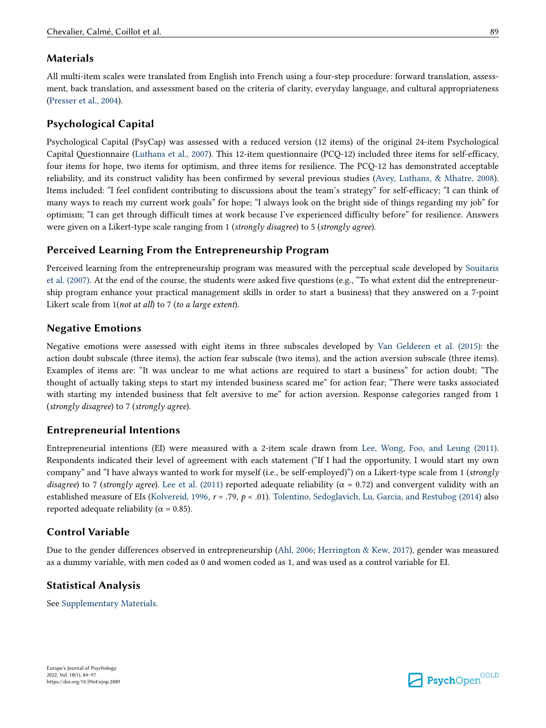## Materials

All multi-item scales were translated from English into French using a four-step procedure: forward translation, assessment, back translation, and assessment based on the criteria of clarity, everyday language, and cultural appropriateness (Presser et al., 2004).

## Psychological Capital

Psychological Capital (PsyCap) was assessed with a reduced version (12 items) of the original 24-item Psychological Capital Questionnaire (Luthans et al., 2007). This 12-item questionnaire (PCQ-12) included three items for self-efficacy, four items for hope, two items for optimism, and three items for resilience. The PCQ-12 has demonstrated acceptable reliability, and its construct validity has been confirmed by several previous studies (Avey, Luthans, & Mhatre, 2008). Items included: "I feel confident contributing to discussions about the team's strategy" for self-efficacy; "I can think of many ways to reach my current work goals" for hope; "I always look on the bright side of things regarding my job" for optimism; "I can get through difficult times at work because I've experienced difficulty before" for resilience. Answers were given on a Likert-type scale ranging from 1 (*strongly disagree*) to 5 (*strongly agree*).

## Perceived Learning From the Entrepreneurship Program

Perceived learning from the entrepreneurship program was measured with the perceptual scale developed by Souitaris et al. (2007). At the end of the course, the students were asked five questions (e.g., "To what extent did the entrepreneurship program enhance your practical management skills in order to start a business) that they answered on a 7-point Likert scale from 1(*not at all*) to 7 (*to a large extent*).

## Negative Emotions

Negative emotions were assessed with eight items in three subscales developed by Van Gelderen et al. (2015): the action doubt subscale (three items), the action fear subscale (two items), and the action aversion subscale (three items). Examples of items are: "It was unclear to me what actions are required to start a business" for action doubt; "The thought of actually taking steps to start my intended business scared me" for action fear; "There were tasks associated with starting my intended business that felt aversive to me" for action aversion. Response categories ranged from 1 (*strongly disagree*) to 7 (*strongly agree*).

## Entrepreneurial Intentions

Entrepreneurial intentions (EI) were measured with a 2-item scale drawn from Lee, Wong, Foo, and Leung (2011). Respondents indicated their level of agreement with each statement ("If I had the opportunity, I would start my own company" and "I have always wanted to work for myself (i.e., be self-employed)") on a Likert-type scale from 1 (*strongly disagree*) to 7 (*strongly agree*). Lee et al. (2011) reported adequate reliability ($\alpha$ = 0.72) and convergent validity with an established measure of EIs (Kolvereid, 1996, $r$ = .79, $p$ < .01). Tolentino, Sedoglavich, Lu, Garcia, and Restubog (2014) also reported adequate reliability ($\alpha$ = 0.85).

## Control Variable

Due to the gender differences observed in entrepreneurship (Ahl, 2006; Herrington & Kew, 2017), gender was measured as a dummy variable, with men coded as 0 and women coded as 1, and was used as a control variable for EI.

## Statistical Analysis

See Supplementary Materials.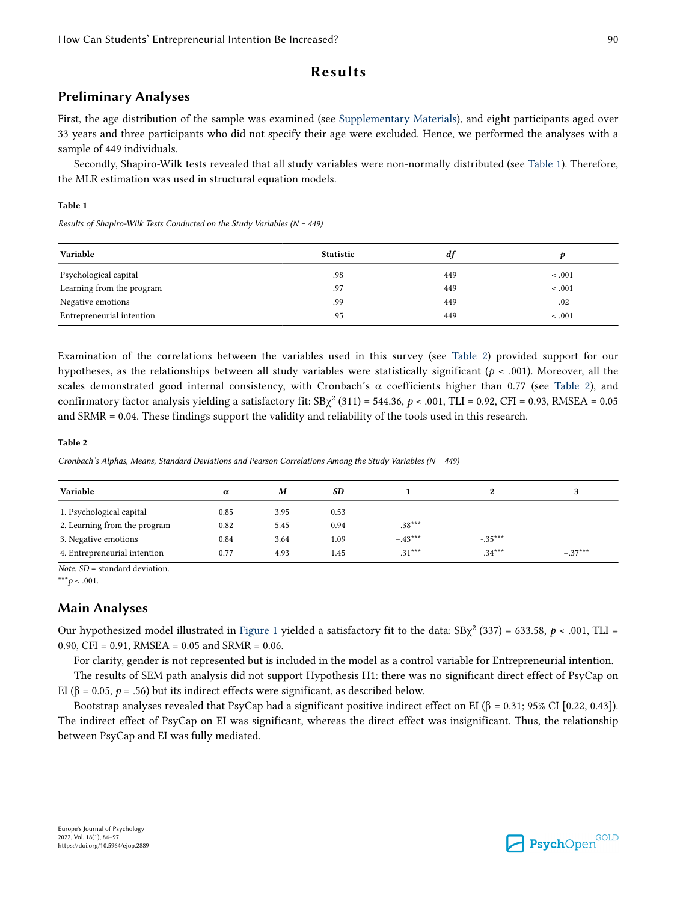# Results

## Preliminary Analyses

First, the age distribution of the sample was examined (see Supplementary Materials), and eight participants aged over 33 years and three participants who did not specify their age were excluded. Hence, we performed the analyses with a sample of 449 individuals.

Secondly, Shapiro-Wilk tests revealed that all study variables were non-normally distributed (see Table 1). Therefore, the MLR estimation was used in structural equation models.

**Table 1**

*Results of Shapiro-Wilk Tests Conducted on the Study Variables (N = 449)*

| Variable | Statistic | *df* | *p* |
|---|---|---|---|
| Psychological capital | .98 | 449 | < .001 |
| Learning from the program | .97 | 449 | < .001 |
| Negative emotions | .99 | 449 | .02 |
| Entrepreneurial intention | .95 | 449 | < .001 |

Examination of the correlations between the variables used in this survey (see Table 2) provided support for our hypotheses, as the relationships between all study variables were statistically significant ($p < .001$). Moreover, all the scales demonstrated good internal consistency, with Cronbach's α coefficients higher than 0.77 (see Table 2), and confirmatory factor analysis yielding a satisfactory fit: $SB\chi^2$ (311) = 544.36, $p < .001$, TLI = 0.92, CFI = 0.93, RMSEA = 0.05 and SRMR = 0.04. These findings support the validity and reliability of the tools used in this research.

**Table 2**

*Cronbach's Alphas, Means, Standard Deviations and Pearson Correlations Among the Study Variables (N = 449)*

| Variable | α | *M* | *SD* | 1 | 2 | 3 |
|---|---|---|---|---|---|---|
| 1. Psychological capital | 0.85 | 3.95 | 0.53 | | | |
| 2. Learning from the program | 0.82 | 5.45 | 0.94 | .38*** | | |
| 3. Negative emotions | 0.84 | 3.64 | 1.09 | −.43*** | -.35*** | |
| 4. Entrepreneurial intention | 0.77 | 4.93 | 1.45 | .31*** | .34*** | −.37*** |

*Note. SD* = standard deviation.

***$p < .001$.

## Main Analyses

Our hypothesized model illustrated in Figure 1 yielded a satisfactory fit to the data: $SB\chi^2$ (337) = 633.58, $p < .001$, TLI = 0.90, CFI = 0.91, RMSEA = 0.05 and SRMR = 0.06.

For clarity, gender is not represented but is included in the model as a control variable for Entrepreneurial intention.

The results of SEM path analysis did not support Hypothesis H1: there was no significant direct effect of PsyCap on EI (β = 0.05, $p = .56$) but its indirect effects were significant, as described below.

Bootstrap analyses revealed that PsyCap had a significant positive indirect effect on EI (β = 0.31; 95% CI [0.22, 0.43]). The indirect effect of PsyCap on EI was significant, whereas the direct effect was insignificant. Thus, the relationship between PsyCap and EI was fully mediated.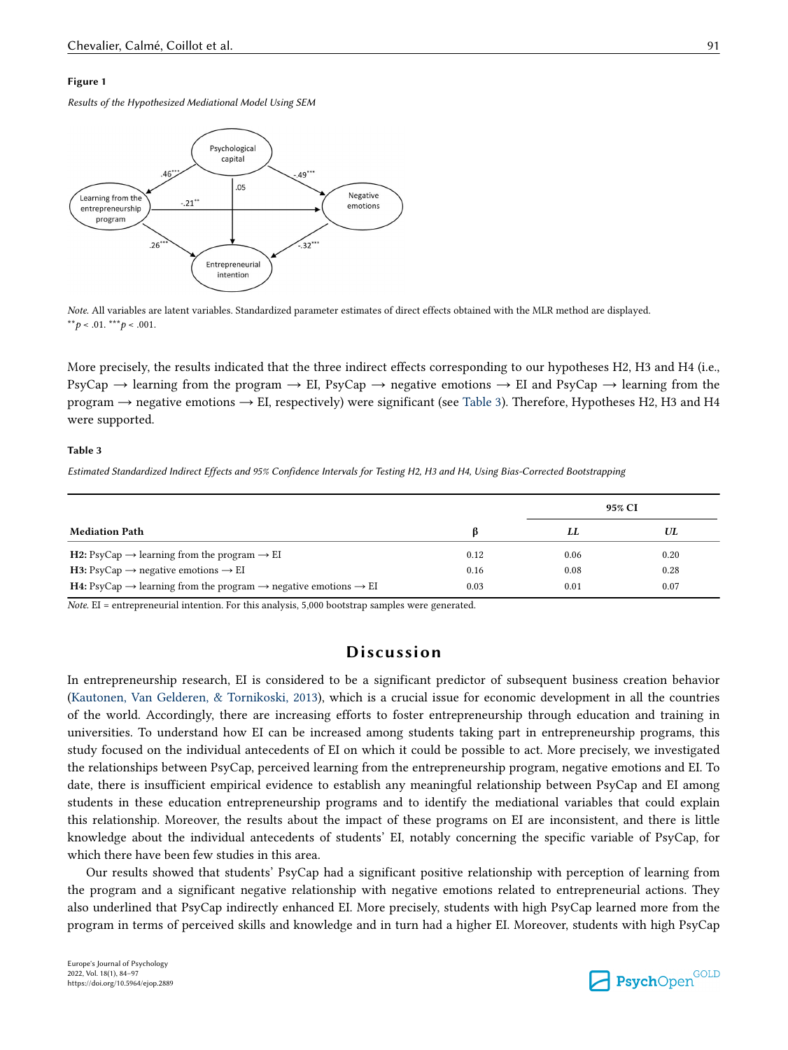**Figure 1**

*Results of the Hypothesized Mediational Model Using SEM*

*Note.* All variables are latent variables. Standardized parameter estimates of direct effects obtained with the MLR method are displayed.
$^{**}p < .01$. $^{***}p < .001$.

More precisely, the results indicated that the three indirect effects corresponding to our hypotheses H2, H3 and H4 (i.e., PsyCap → learning from the program → EI, PsyCap → negative emotions → EI and PsyCap → learning from the program → negative emotions → EI, respectively) were significant (see Table 3). Therefore, Hypotheses H2, H3 and H4 were supported.

**Table 3**

*Estimated Standardized Indirect Effects and 95% Confidence Intervals for Testing H2, H3 and H4, Using Bias-Corrected Bootstrapping*

| Mediation Path | β | 95% CI | |
|---|---|---|---|
| | | *LL* | *UL* |
| **H2:** PsyCap → learning from the program → EI | 0.12 | 0.06 | 0.20 |
| **H3:** PsyCap → negative emotions → EI | 0.16 | 0.08 | 0.28 |
| **H4:** PsyCap → learning from the program → negative emotions → EI | 0.03 | 0.01 | 0.07 |

*Note.* EI = entrepreneurial intention. For this analysis, 5,000 bootstrap samples were generated.

## Discussion

In entrepreneurship research, EI is considered to be a significant predictor of subsequent business creation behavior (Kautonen, Van Gelderen, & Tornikoski, 2013), which is a crucial issue for economic development in all the countries of the world. Accordingly, there are increasing efforts to foster entrepreneurship through education and training in universities. To understand how EI can be increased among students taking part in entrepreneurship programs, this study focused on the individual antecedents of EI on which it could be possible to act. More precisely, we investigated the relationships between PsyCap, perceived learning from the entrepreneurship program, negative emotions and EI. To date, there is insufficient empirical evidence to establish any meaningful relationship between PsyCap and EI among students in these education entrepreneurship programs and to identify the mediational variables that could explain this relationship. Moreover, the results about the impact of these programs on EI are inconsistent, and there is little knowledge about the individual antecedents of students' EI, notably concerning the specific variable of PsyCap, for which there have been few studies in this area.

Our results showed that students' PsyCap had a significant positive relationship with perception of learning from the program and a significant negative relationship with negative emotions related to entrepreneurial actions. They also underlined that PsyCap indirectly enhanced EI. More precisely, students with high PsyCap learned more from the program in terms of perceived skills and knowledge and in turn had a higher EI. Moreover, students with high PsyCap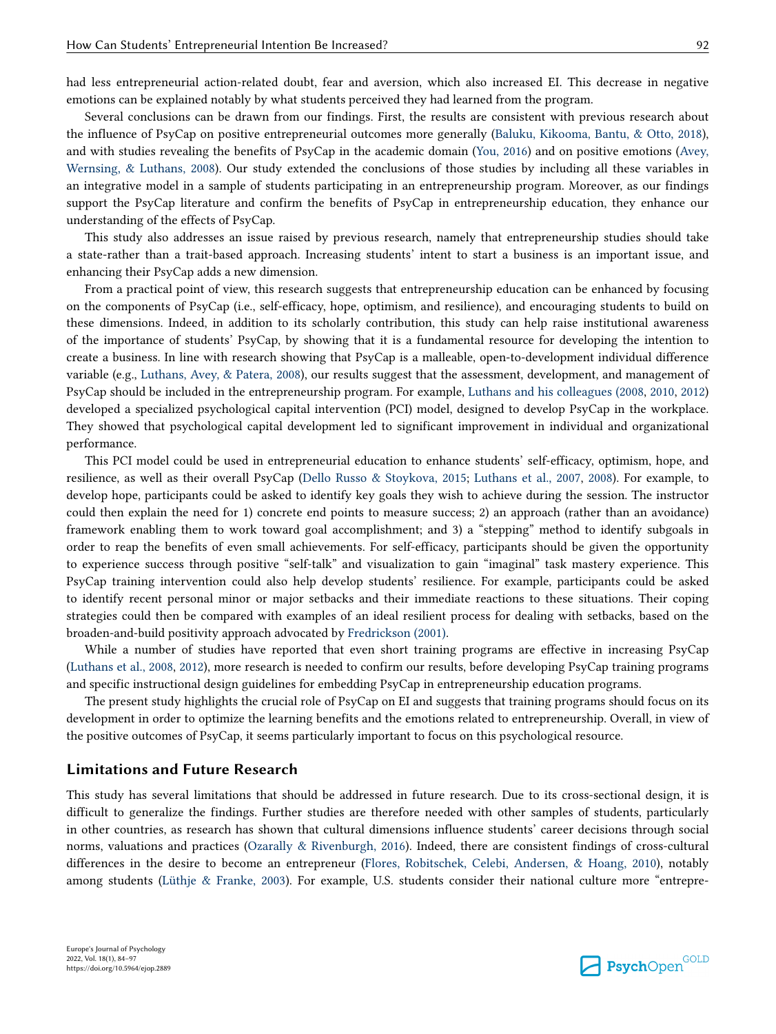had less entrepreneurial action-related doubt, fear and aversion, which also increased EI. This decrease in negative emotions can be explained notably by what students perceived they had learned from the program.

Several conclusions can be drawn from our findings. First, the results are consistent with previous research about the influence of PsyCap on positive entrepreneurial outcomes more generally (Baluku, Kikooma, Bantu, & Otto, 2018), and with studies revealing the benefits of PsyCap in the academic domain (You, 2016) and on positive emotions (Avey, Wernsing, & Luthans, 2008). Our study extended the conclusions of those studies by including all these variables in an integrative model in a sample of students participating in an entrepreneurship program. Moreover, as our findings support the PsyCap literature and confirm the benefits of PsyCap in entrepreneurship education, they enhance our understanding of the effects of PsyCap.

This study also addresses an issue raised by previous research, namely that entrepreneurship studies should take a state-rather than a trait-based approach. Increasing students' intent to start a business is an important issue, and enhancing their PsyCap adds a new dimension.

From a practical point of view, this research suggests that entrepreneurship education can be enhanced by focusing on the components of PsyCap (i.e., self-efficacy, hope, optimism, and resilience), and encouraging students to build on these dimensions. Indeed, in addition to its scholarly contribution, this study can help raise institutional awareness of the importance of students' PsyCap, by showing that it is a fundamental resource for developing the intention to create a business. In line with research showing that PsyCap is a malleable, open-to-development individual difference variable (e.g., Luthans, Avey, & Patera, 2008), our results suggest that the assessment, development, and management of PsyCap should be included in the entrepreneurship program. For example, Luthans and his colleagues (2008, 2010, 2012) developed a specialized psychological capital intervention (PCI) model, designed to develop PsyCap in the workplace. They showed that psychological capital development led to significant improvement in individual and organizational performance.

This PCI model could be used in entrepreneurial education to enhance students' self-efficacy, optimism, hope, and resilience, as well as their overall PsyCap (Dello Russo & Stoykova, 2015; Luthans et al., 2007, 2008). For example, to develop hope, participants could be asked to identify key goals they wish to achieve during the session. The instructor could then explain the need for 1) concrete end points to measure success; 2) an approach (rather than an avoidance) framework enabling them to work toward goal accomplishment; and 3) a "stepping" method to identify subgoals in order to reap the benefits of even small achievements. For self-efficacy, participants should be given the opportunity to experience success through positive "self-talk" and visualization to gain "imaginal" task mastery experience. This PsyCap training intervention could also help develop students' resilience. For example, participants could be asked to identify recent personal minor or major setbacks and their immediate reactions to these situations. Their coping strategies could then be compared with examples of an ideal resilient process for dealing with setbacks, based on the broaden-and-build positivity approach advocated by Fredrickson (2001).

While a number of studies have reported that even short training programs are effective in increasing PsyCap (Luthans et al., 2008, 2012), more research is needed to confirm our results, before developing PsyCap training programs and specific instructional design guidelines for embedding PsyCap in entrepreneurship education programs.

The present study highlights the crucial role of PsyCap on EI and suggests that training programs should focus on its development in order to optimize the learning benefits and the emotions related to entrepreneurship. Overall, in view of the positive outcomes of PsyCap, it seems particularly important to focus on this psychological resource.

## Limitations and Future Research

This study has several limitations that should be addressed in future research. Due to its cross-sectional design, it is difficult to generalize the findings. Further studies are therefore needed with other samples of students, particularly in other countries, as research has shown that cultural dimensions influence students' career decisions through social norms, valuations and practices (Ozarally & Rivenburgh, 2016). Indeed, there are consistent findings of cross-cultural differences in the desire to become an entrepreneur (Flores, Robitschek, Celebi, Andersen, & Hoang, 2010), notably among students (Lüthje & Franke, 2003). For example, U.S. students consider their national culture more "entrepre-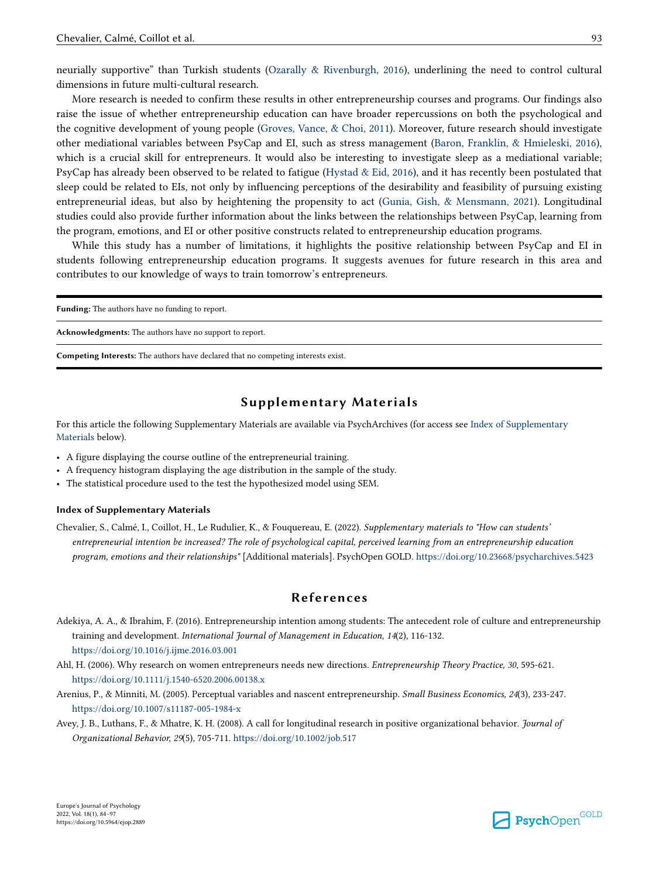neurially supportive" than Turkish students (Ozarally & Rivenburgh, 2016), underlining the need to control cultural dimensions in future multi-cultural research.

More research is needed to confirm these results in other entrepreneurship courses and programs. Our findings also raise the issue of whether entrepreneurship education can have broader repercussions on both the psychological and the cognitive development of young people (Groves, Vance, & Choi, 2011). Moreover, future research should investigate other mediational variables between PsyCap and EI, such as stress management (Baron, Franklin, & Hmieleski, 2016), which is a crucial skill for entrepreneurs. It would also be interesting to investigate sleep as a mediational variable; PsyCap has already been observed to be related to fatigue (Hystad & Eid, 2016), and it has recently been postulated that sleep could be related to EIs, not only by influencing perceptions of the desirability and feasibility of pursuing existing entrepreneurial ideas, but also by heightening the propensity to act (Gunia, Gish, & Mensmann, 2021). Longitudinal studies could also provide further information about the links between the relationships between PsyCap, learning from the program, emotions, and EI or other positive constructs related to entrepreneurship education programs.

While this study has a number of limitations, it highlights the positive relationship between PsyCap and EI in students following entrepreneurship education programs. It suggests avenues for future research in this area and contributes to our knowledge of ways to train tomorrow's entrepreneurs.

**Funding:** The authors have no funding to report.

**Acknowledgments:** The authors have no support to report.

**Competing Interests:** The authors have declared that no competing interests exist.

## Supplementary Materials

For this article the following Supplementary Materials are available via PsychArchives (for access see Index of Supplementary Materials below).

- A figure displaying the course outline of the entrepreneurial training.
- A frequency histogram displaying the age distribution in the sample of the study.
- The statistical procedure used to the test the hypothesized model using SEM.

### Index of Supplementary Materials

Chevalier, S., Calmé, I., Coillot, H., Le Rudulier, K., & Fouquereau, E. (2022). *Supplementary materials to "How can students' entrepreneurial intention be increased? The role of psychological capital, perceived learning from an entrepreneurship education program, emotions and their relationships"* [Additional materials]. PsychOpen GOLD. https://doi.org/10.23668/psycharchives.5423

## References

Adekiya, A. A., & Ibrahim, F. (2016). Entrepreneurship intention among students: The antecedent role of culture and entrepreneurship training and development. *International Journal of Management in Education, 14*(2), 116-132. https://doi.org/10.1016/j.ijme.2016.03.001

Ahl, H. (2006). Why research on women entrepreneurs needs new directions. *Entrepreneurship Theory Practice, 30*, 595-621. https://doi.org/10.1111/j.1540-6520.2006.00138.x

Arenius, P., & Minniti, M. (2005). Perceptual variables and nascent entrepreneurship. *Small Business Economics, 24*(3), 233-247. https://doi.org/10.1007/s11187-005-1984-x

Avey, J. B., Luthans, F., & Mhatre, K. H. (2008). A call for longitudinal research in positive organizational behavior. *Journal of Organizational Behavior, 29*(5), 705-711. https://doi.org/10.1002/job.517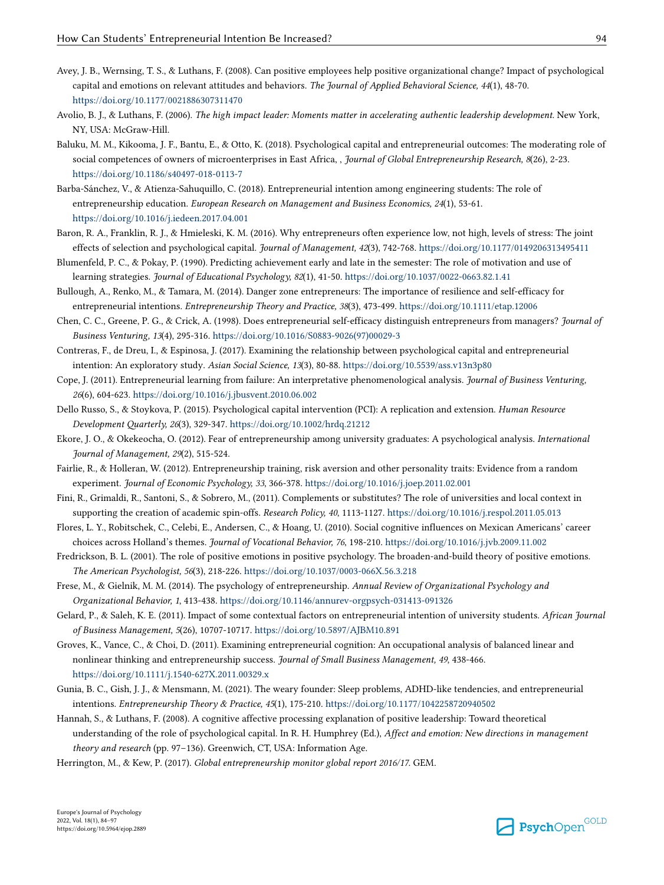Avey, J. B., Wernsing, T. S., & Luthans, F. (2008). Can positive employees help positive organizational change? Impact of psychological capital and emotions on relevant attitudes and behaviors. *The Journal of Applied Behavioral Science, 44*(1), 48-70. https://doi.org/10.1177/0021886307311470

Avolio, B. J., & Luthans, F. (2006). *The high impact leader: Moments matter in accelerating authentic leadership development.* New York, NY, USA: McGraw-Hill.

Baluku, M. M., Kikooma, J. F., Bantu, E., & Otto, K. (2018). Psychological capital and entrepreneurial outcomes: The moderating role of social competences of owners of microenterprises in East Africa, , *Journal of Global Entrepreneurship Research, 8*(26), 2-23. https://doi.org/10.1186/s40497-018-0113-7

Barba-Sánchez, V., & Atienza-Sahuquillo, C. (2018). Entrepreneurial intention among engineering students: The role of entrepreneurship education. *European Research on Management and Business Economics, 24*(1), 53-61. https://doi.org/10.1016/j.iedeen.2017.04.001

Baron, R. A., Franklin, R. J., & Hmieleski, K. M. (2016). Why entrepreneurs often experience low, not high, levels of stress: The joint effects of selection and psychological capital. *Journal of Management, 42*(3), 742-768. https://doi.org/10.1177/0149206313495411

Blumenfeld, P. C., & Pokay, P. (1990). Predicting achievement early and late in the semester: The role of motivation and use of learning strategies. *Journal of Educational Psychology, 82*(1), 41-50. https://doi.org/10.1037/0022-0663.82.1.41

Bullough, A., Renko, M., & Tamara, M. (2014). Danger zone entrepreneurs: The importance of resilience and self-efficacy for entrepreneurial intentions. *Entrepreneurship Theory and Practice, 38*(3), 473-499. https://doi.org/10.1111/etap.12006

Chen, C. C., Greene, P. G., & Crick, A. (1998). Does entrepreneurial self-efficacy distinguish entrepreneurs from managers? *Journal of Business Venturing, 13*(4), 295-316. https://doi.org/10.1016/S0883-9026(97)00029-3

Contreras, F., de Dreu, I., & Espinosa, J. (2017). Examining the relationship between psychological capital and entrepreneurial intention: An exploratory study. *Asian Social Science, 13*(3), 80-88. https://doi.org/10.5539/ass.v13n3p80

Cope, J. (2011). Entrepreneurial learning from failure: An interpretative phenomenological analysis. *Journal of Business Venturing, 26*(6), 604-623. https://doi.org/10.1016/j.jbusvent.2010.06.002

Dello Russo, S., & Stoykova, P. (2015). Psychological capital intervention (PCI): A replication and extension. *Human Resource Development Quarterly, 26*(3), 329-347. https://doi.org/10.1002/hrdq.21212

Ekore, J. O., & Okekeocha, O. (2012). Fear of entrepreneurship among university graduates: A psychological analysis. *International Journal of Management, 29*(2), 515-524.

Fairlie, R., & Holleran, W. (2012). Entrepreneurship training, risk aversion and other personality traits: Evidence from a random experiment. *Journal of Economic Psychology, 33*, 366-378. https://doi.org/10.1016/j.joep.2011.02.001

Fini, R., Grimaldi, R., Santoni, S., & Sobrero, M., (2011). Complements or substitutes? The role of universities and local context in supporting the creation of academic spin-offs. *Research Policy, 40*, 1113-1127. https://doi.org/10.1016/j.respol.2011.05.013

Flores, L. Y., Robitschek, C., Celebi, E., Andersen, C., & Hoang, U. (2010). Social cognitive influences on Mexican Americans' career choices across Holland's themes. *Journal of Vocational Behavior, 76*, 198-210. https://doi.org/10.1016/j.jvb.2009.11.002

Fredrickson, B. L. (2001). The role of positive emotions in positive psychology. The broaden-and-build theory of positive emotions. *The American Psychologist, 56*(3), 218-226. https://doi.org/10.1037/0003-066X.56.3.218

Frese, M., & Gielnik, M. M. (2014). The psychology of entrepreneurship. *Annual Review of Organizational Psychology and Organizational Behavior, 1*, 413-438. https://doi.org/10.1146/annurev-orgpsych-031413-091326

Gelard, P., & Saleh, K. E. (2011). Impact of some contextual factors on entrepreneurial intention of university students. *African Journal of Business Management, 5*(26), 10707-10717. https://doi.org/10.5897/AJBM10.891

Groves, K., Vance, C., & Choi, D. (2011). Examining entrepreneurial cognition: An occupational analysis of balanced linear and nonlinear thinking and entrepreneurship success. *Journal of Small Business Management, 49*, 438-466. https://doi.org/10.1111/j.1540-627X.2011.00329.x

Gunia, B. C., Gish, J. J., & Mensmann, M. (2021). The weary founder: Sleep problems, ADHD-like tendencies, and entrepreneurial intentions. *Entrepreneurship Theory & Practice, 45*(1), 175-210. https://doi.org/10.1177/1042258720940502

Hannah, S., & Luthans, F. (2008). A cognitive affective processing explanation of positive leadership: Toward theoretical understanding of the role of psychological capital. In R. H. Humphrey (Ed.), *Affect and emotion: New directions in management theory and research* (pp. 97–136). Greenwich, CT, USA: Information Age.

Herrington, M., & Kew, P. (2017). *Global entrepreneurship monitor global report 2016/17.* GEM.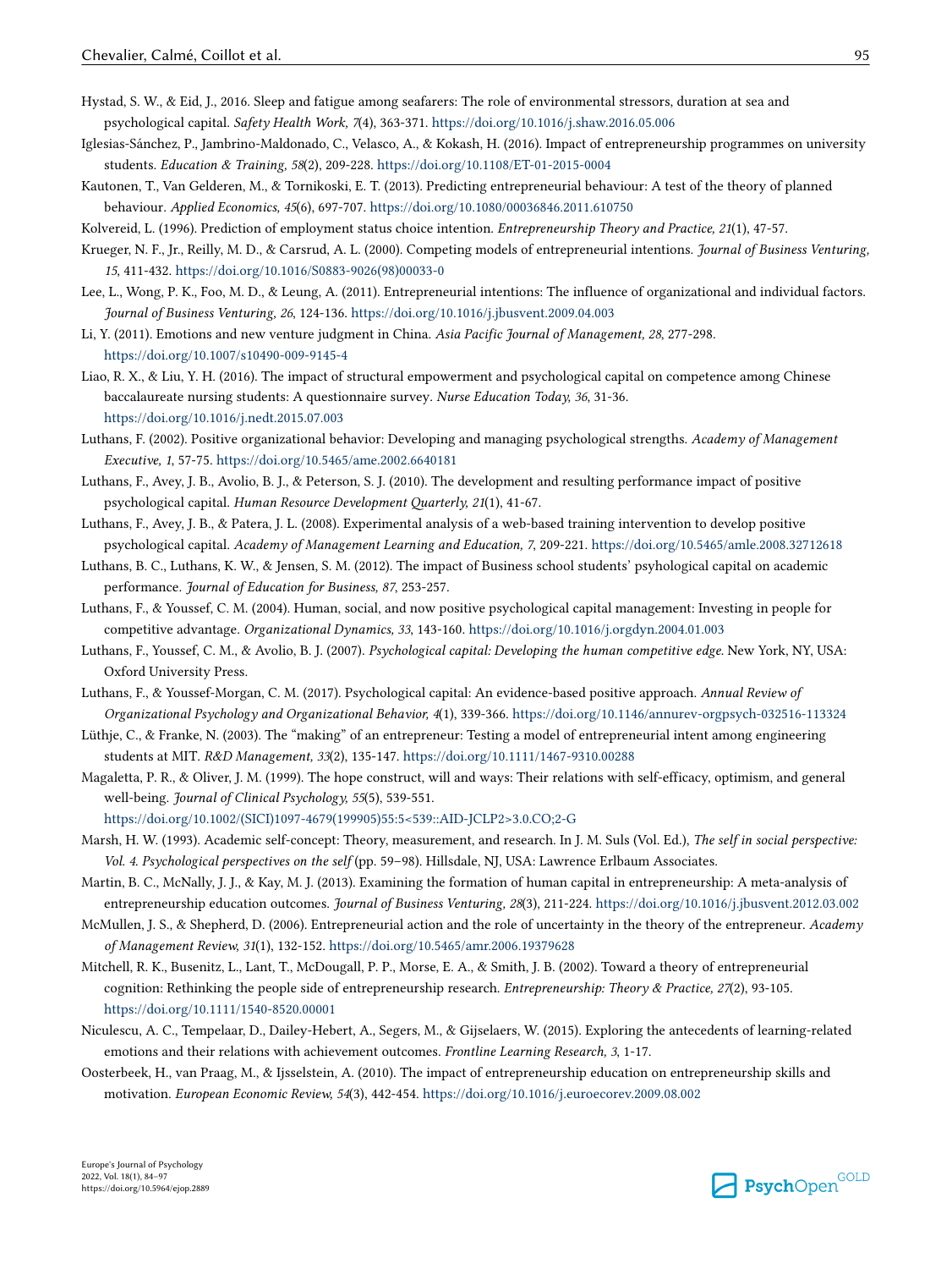Hystad, S. W., & Eid, J., 2016. Sleep and fatigue among seafarers: The role of environmental stressors, duration at sea and psychological capital. *Safety Health Work, 7*(4), 363-371. https://doi.org/10.1016/j.shaw.2016.05.006

Iglesias-Sánchez, P., Jambrino-Maldonado, C., Velasco, A., & Kokash, H. (2016). Impact of entrepreneurship programmes on university students. *Education & Training, 58*(2), 209-228. https://doi.org/10.1108/ET-01-2015-0004

Kautonen, T., Van Gelderen, M., & Tornikoski, E. T. (2013). Predicting entrepreneurial behaviour: A test of the theory of planned behaviour. *Applied Economics, 45*(6), 697-707. https://doi.org/10.1080/00036846.2011.610750

Kolvereid, L. (1996). Prediction of employment status choice intention. *Entrepreneurship Theory and Practice, 21*(1), 47-57.

Krueger, N. F., Jr., Reilly, M. D., & Carsrud, A. L. (2000). Competing models of entrepreneurial intentions. *Journal of Business Venturing, 15*, 411-432. https://doi.org/10.1016/S0883-9026(98)00033-0

Lee, L., Wong, P. K., Foo, M. D., & Leung, A. (2011). Entrepreneurial intentions: The influence of organizational and individual factors. *Journal of Business Venturing, 26*, 124-136. https://doi.org/10.1016/j.jbusvent.2009.04.003

Li, Y. (2011). Emotions and new venture judgment in China. *Asia Pacific Journal of Management, 28*, 277-298. https://doi.org/10.1007/s10490-009-9145-4

Liao, R. X., & Liu, Y. H. (2016). The impact of structural empowerment and psychological capital on competence among Chinese baccalaureate nursing students: A questionnaire survey. *Nurse Education Today, 36*, 31-36. https://doi.org/10.1016/j.nedt.2015.07.003

Luthans, F. (2002). Positive organizational behavior: Developing and managing psychological strengths. *Academy of Management Executive, 1*, 57-75. https://doi.org/10.5465/ame.2002.6640181

Luthans, F., Avey, J. B., Avolio, B. J., & Peterson, S. J. (2010). The development and resulting performance impact of positive psychological capital. *Human Resource Development Quarterly, 21*(1), 41-67.

Luthans, F., Avey, J. B., & Patera, J. L. (2008). Experimental analysis of a web-based training intervention to develop positive psychological capital. *Academy of Management Learning and Education, 7*, 209-221. https://doi.org/10.5465/amle.2008.32712618

Luthans, B. C., Luthans, K. W., & Jensen, S. M. (2012). The impact of Business school students' psyhological capital on academic performance. *Journal of Education for Business, 87*, 253-257.

Luthans, F., & Youssef, C. M. (2004). Human, social, and now positive psychological capital management: Investing in people for competitive advantage. *Organizational Dynamics, 33*, 143-160. https://doi.org/10.1016/j.orgdyn.2004.01.003

Luthans, F., Youssef, C. M., & Avolio, B. J. (2007). *Psychological capital: Developing the human competitive edge*. New York, NY, USA: Oxford University Press.

Luthans, F., & Youssef-Morgan, C. M. (2017). Psychological capital: An evidence-based positive approach. *Annual Review of Organizational Psychology and Organizational Behavior, 4*(1), 339-366. https://doi.org/10.1146/annurev-orgpsych-032516-113324

Lüthje, C., & Franke, N. (2003). The "making" of an entrepreneur: Testing a model of entrepreneurial intent among engineering students at MIT. *R&D Management, 33*(2), 135-147. https://doi.org/10.1111/1467-9310.00288

Magaletta, P. R., & Oliver, J. M. (1999). The hope construct, will and ways: Their relations with self-efficacy, optimism, and general well-being. *Journal of Clinical Psychology, 55*(5), 539-551. https://doi.org/10.1002/(SICI)1097-4679(199905)55:5<539::AID-JCLP2>3.0.CO;2-G

Marsh, H. W. (1993). Academic self-concept: Theory, measurement, and research. In J. M. Suls (Vol. Ed.), *The self in social perspective: Vol. 4. Psychological perspectives on the self* (pp. 59–98). Hillsdale, NJ, USA: Lawrence Erlbaum Associates.

Martin, B. C., McNally, J. J., & Kay, M. J. (2013). Examining the formation of human capital in entrepreneurship: A meta-analysis of entrepreneurship education outcomes. *Journal of Business Venturing, 28*(3), 211-224. https://doi.org/10.1016/j.jbusvent.2012.03.002

McMullen, J. S., & Shepherd, D. (2006). Entrepreneurial action and the role of uncertainty in the theory of the entrepreneur. *Academy of Management Review, 31*(1), 132-152. https://doi.org/10.5465/amr.2006.19379628

Mitchell, R. K., Busenitz, L., Lant, T., McDougall, P. P., Morse, E. A., & Smith, J. B. (2002). Toward a theory of entrepreneurial cognition: Rethinking the people side of entrepreneurship research. *Entrepreneurship: Theory & Practice, 27*(2), 93-105. https://doi.org/10.1111/1540-8520.00001

Niculescu, A. C., Tempelaar, D., Dailey-Hebert, A., Segers, M., & Gijselaers, W. (2015). Exploring the antecedents of learning-related emotions and their relations with achievement outcomes. *Frontline Learning Research, 3*, 1-17.

Oosterbeek, H., van Praag, M., & Ijsselstein, A. (2010). The impact of entrepreneurship education on entrepreneurship skills and motivation. *European Economic Review, 54*(3), 442-454. https://doi.org/10.1016/j.euroecorev.2009.08.002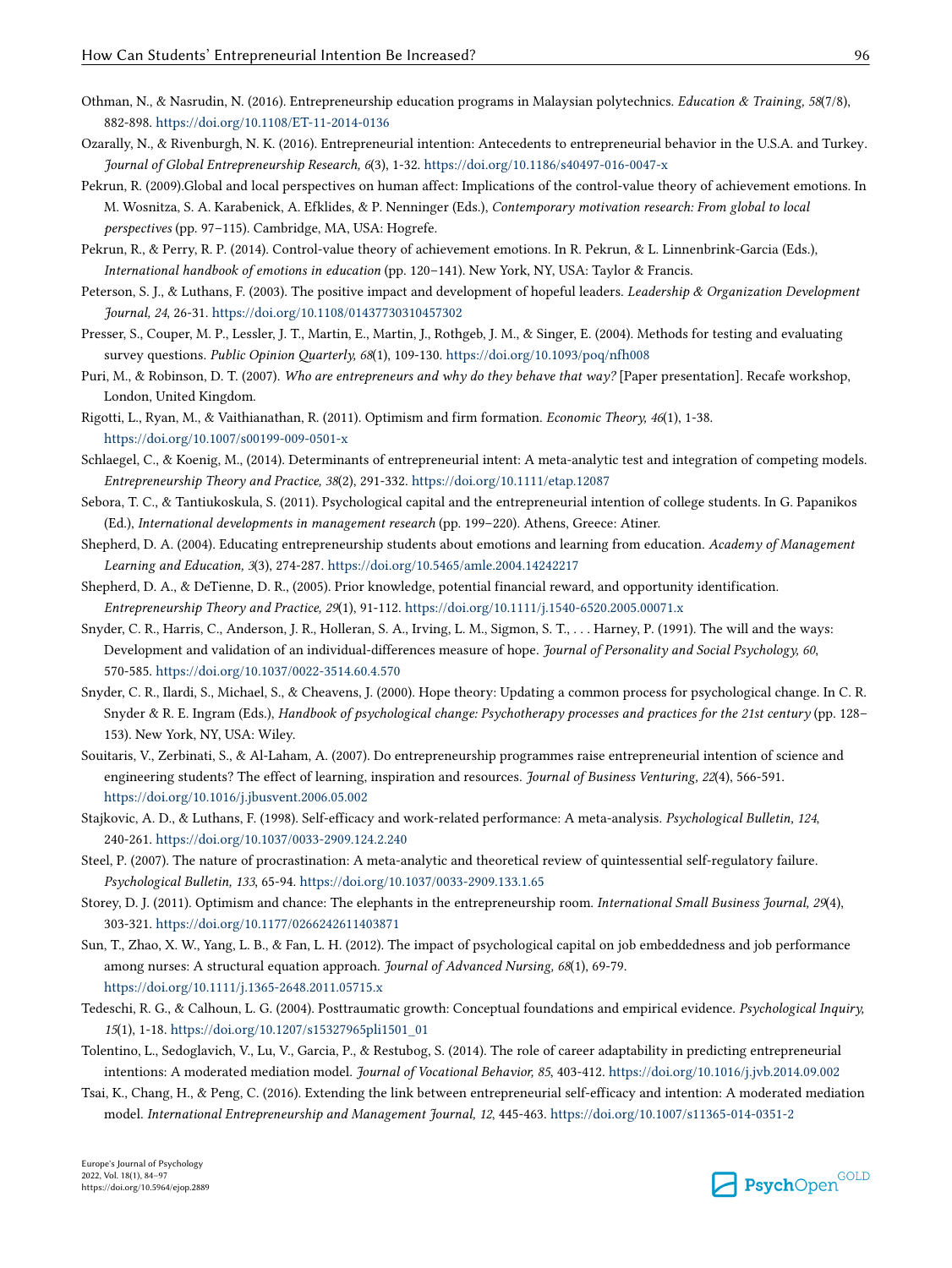Othman, N., & Nasrudin, N. (2016). Entrepreneurship education programs in Malaysian polytechnics. *Education & Training, 58*(7/8), 882-898. https://doi.org/10.1108/ET-11-2014-0136

Ozarally, N., & Rivenburgh, N. K. (2016). Entrepreneurial intention: Antecedents to entrepreneurial behavior in the U.S.A. and Turkey. *Journal of Global Entrepreneurship Research, 6*(3), 1-32. https://doi.org/10.1186/s40497-016-0047-x

Pekrun, R. (2009).Global and local perspectives on human affect: Implications of the control-value theory of achievement emotions. In M. Wosnitza, S. A. Karabenick, A. Efklides, & P. Nenninger (Eds.), *Contemporary motivation research: From global to local perspectives* (pp. 97–115). Cambridge, MA, USA: Hogrefe.

Pekrun, R., & Perry, R. P. (2014). Control-value theory of achievement emotions. In R. Pekrun, & L. Linnenbrink-Garcia (Eds.), *International handbook of emotions in education* (pp. 120–141). New York, NY, USA: Taylor & Francis.

Peterson, S. J., & Luthans, F. (2003). The positive impact and development of hopeful leaders. *Leadership & Organization Development Journal, 24*, 26-31. https://doi.org/10.1108/01437730310457302

Presser, S., Couper, M. P., Lessler, J. T., Martin, E., Martin, J., Rothgeb, J. M., & Singer, E. (2004). Methods for testing and evaluating survey questions. *Public Opinion Quarterly, 68*(1), 109-130. https://doi.org/10.1093/poq/nfh008

Puri, M., & Robinson, D. T. (2007). *Who are entrepreneurs and why do they behave that way?* [Paper presentation]. Recafe workshop, London, United Kingdom.

Rigotti, L., Ryan, M., & Vaithianathan, R. (2011). Optimism and firm formation. *Economic Theory, 46*(1), 1-38. https://doi.org/10.1007/s00199-009-0501-x

Schlaegel, C., & Koenig, M., (2014). Determinants of entrepreneurial intent: A meta-analytic test and integration of competing models. *Entrepreneurship Theory and Practice, 38*(2), 291-332. https://doi.org/10.1111/etap.12087

Sebora, T. C., & Tantiukoskula, S. (2011). Psychological capital and the entrepreneurial intention of college students. In G. Papanikos (Ed.), *International developments in management research* (pp. 199–220). Athens, Greece: Atiner.

Shepherd, D. A. (2004). Educating entrepreneurship students about emotions and learning from education. *Academy of Management Learning and Education, 3*(3), 274-287. https://doi.org/10.5465/amle.2004.14242217

Shepherd, D. A., & DeTienne, D. R., (2005). Prior knowledge, potential financial reward, and opportunity identification. *Entrepreneurship Theory and Practice, 29*(1), 91-112. https://doi.org/10.1111/j.1540-6520.2005.00071.x

Snyder, C. R., Harris, C., Anderson, J. R., Holleran, S. A., Irving, L. M., Sigmon, S. T., . . . Harney, P. (1991). The will and the ways: Development and validation of an individual-differences measure of hope. *Journal of Personality and Social Psychology, 60*, 570-585. https://doi.org/10.1037/0022-3514.60.4.570

Snyder, C. R., Ilardi, S., Michael, S., & Cheavens, J. (2000). Hope theory: Updating a common process for psychological change. In C. R. Snyder & R. E. Ingram (Eds.), *Handbook of psychological change: Psychotherapy processes and practices for the 21st century* (pp. 128–153). New York, NY, USA: Wiley.

Souitaris, V., Zerbinati, S., & Al-Laham, A. (2007). Do entrepreneurship programmes raise entrepreneurial intention of science and engineering students? The effect of learning, inspiration and resources. *Journal of Business Venturing, 22*(4), 566-591. https://doi.org/10.1016/j.jbusvent.2006.05.002

Stajkovic, A. D., & Luthans, F. (1998). Self-efficacy and work-related performance: A meta-analysis. *Psychological Bulletin, 124*, 240-261. https://doi.org/10.1037/0033-2909.124.2.240

Steel, P. (2007). The nature of procrastination: A meta-analytic and theoretical review of quintessential self-regulatory failure. *Psychological Bulletin, 133*, 65-94. https://doi.org/10.1037/0033-2909.133.1.65

Storey, D. J. (2011). Optimism and chance: The elephants in the entrepreneurship room. *International Small Business Journal, 29*(4), 303-321. https://doi.org/10.1177/0266242611403871

Sun, T., Zhao, X. W., Yang, L. B., & Fan, L. H. (2012). The impact of psychological capital on job embeddedness and job performance among nurses: A structural equation approach. *Journal of Advanced Nursing, 68*(1), 69-79. https://doi.org/10.1111/j.1365-2648.2011.05715.x

Tedeschi, R. G., & Calhoun, L. G. (2004). Posttraumatic growth: Conceptual foundations and empirical evidence. *Psychological Inquiry, 15*(1), 1-18. https://doi.org/10.1207/s15327965pli1501_01

Tolentino, L., Sedoglavich, V., Lu, V., Garcia, P., & Restubog, S. (2014). The role of career adaptability in predicting entrepreneurial intentions: A moderated mediation model. *Journal of Vocational Behavior, 85*, 403-412. https://doi.org/10.1016/j.jvb.2014.09.002

Tsai, K., Chang, H., & Peng, C. (2016). Extending the link between entrepreneurial self-efficacy and intention: A moderated mediation model. *International Entrepreneurship and Management Journal, 12*, 445-463. https://doi.org/10.1007/s11365-014-0351-2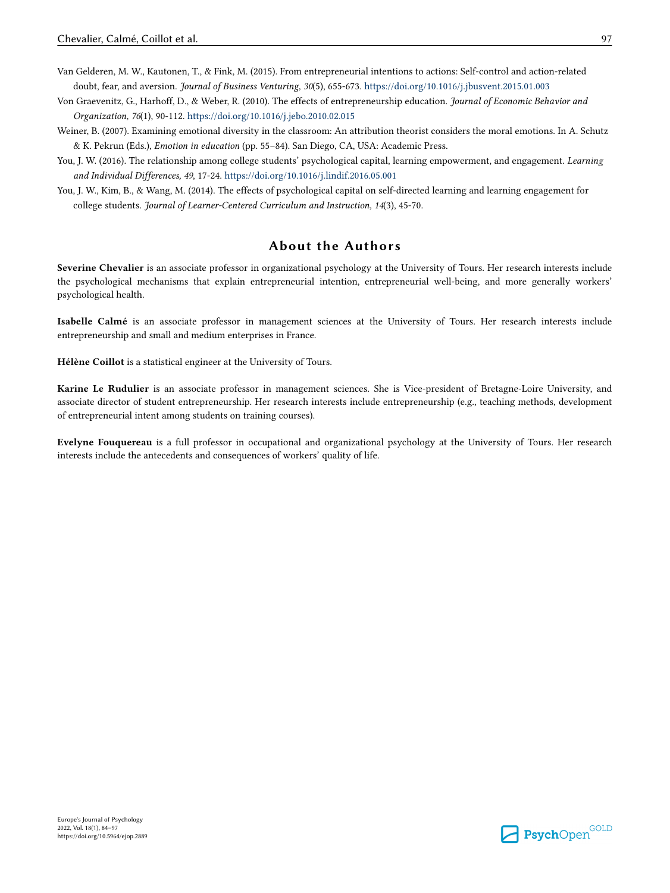Van Gelderen, M. W., Kautonen, T., & Fink, M. (2015). From entrepreneurial intentions to actions: Self-control and action-related doubt, fear, and aversion. *Journal of Business Venturing, 30*(5), 655-673. https://doi.org/10.1016/j.jbusvent.2015.01.003

Von Graevenitz, G., Harhoff, D., & Weber, R. (2010). The effects of entrepreneurship education. *Journal of Economic Behavior and Organization, 76*(1), 90-112. https://doi.org/10.1016/j.jebo.2010.02.015

Weiner, B. (2007). Examining emotional diversity in the classroom: An attribution theorist considers the moral emotions. In A. Schutz & K. Pekrun (Eds.), *Emotion in education* (pp. 55–84). San Diego, CA, USA: Academic Press.

You, J. W. (2016). The relationship among college students' psychological capital, learning empowerment, and engagement. *Learning and Individual Differences, 49*, 17-24. https://doi.org/10.1016/j.lindif.2016.05.001

You, J. W., Kim, B., & Wang, M. (2014). The effects of psychological capital on self-directed learning and learning engagement for college students. *Journal of Learner-Centered Curriculum and Instruction, 14*(3), 45-70.

## About the Authors

**Severine Chevalier** is an associate professor in organizational psychology at the University of Tours. Her research interests include the psychological mechanisms that explain entrepreneurial intention, entrepreneurial well-being, and more generally workers' psychological health.

**Isabelle Calmé** is an associate professor in management sciences at the University of Tours. Her research interests include entrepreneurship and small and medium enterprises in France.

**Hélène Coillot** is a statistical engineer at the University of Tours.

**Karine Le Rudulier** is an associate professor in management sciences. She is Vice-president of Bretagne-Loire University, and associate director of student entrepreneurship. Her research interests include entrepreneurship (e.g., teaching methods, development of entrepreneurial intent among students on training courses).

**Evelyne Fouquereau** is a full professor in occupational and organizational psychology at the University of Tours. Her research interests include the antecedents and consequences of workers' quality of life.